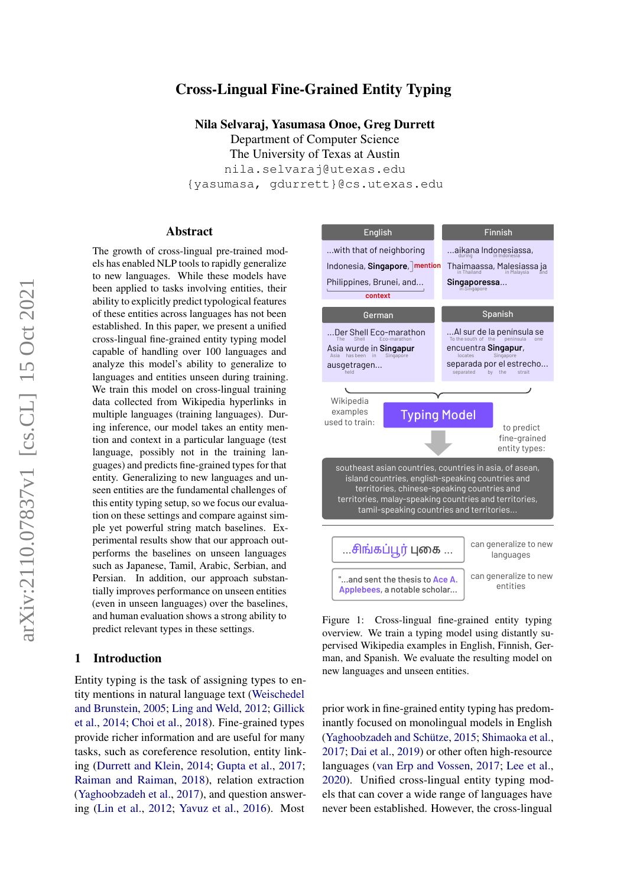# Cross-Lingual Fine-Grained Entity Typing

**Nila Selvaraj, Yasumasa Onoe, Greg Durrett**
Department of Computer Science
The University of Texas at Austin
nila.selvaraj@utexas.edu
{yasumasa, gdurrett}@cs.utexas.edu

## Abstract

The growth of cross-lingual pre-trained models has enabled NLP tools to rapidly generalize to new languages. While these models have been applied to tasks involving entities, their ability to explicitly predict typological features of these entities across languages has not been established. In this paper, we present a unified cross-lingual fine-grained entity typing model capable of handling over 100 languages and analyze this model's ability to generalize to languages and entities unseen during training. We train this model on cross-lingual training data collected from Wikipedia hyperlinks in multiple languages (training languages). During inference, our model takes an entity mention and context in a particular language (test language, possibly not in the training languages) and predicts fine-grained types for that entity. Generalizing to new languages and unseen entities are the fundamental challenges of this entity typing setup, so we focus our evaluation on these settings and compare against simple yet powerful string match baselines. Experimental results show that our approach outperforms the baselines on unseen languages such as Japanese, Tamil, Arabic, Serbian, and Persian. In addition, our approach substantially improves performance on unseen entities (even in unseen languages) over the baselines, and human evaluation shows a strong ability to predict relevant types in these settings.

Figure 1: Cross-lingual fine-grained entity typing overview. We train a typing model using distantly supervised Wikipedia examples in English, Finnish, German, and Spanish. We evaluate the resulting model on new languages and unseen entities.

## 1 Introduction

Entity typing is the task of assigning types to entity mentions in natural language text (Weischedel and Brunstein, 2005; Ling and Weld, 2012; Gillick et al., 2014; Choi et al., 2018). Fine-grained types provide richer information and are useful for many tasks, such as coreference resolution, entity linking (Durrett and Klein, 2014; Gupta et al., 2017; Raiman and Raiman, 2018), relation extraction (Yaghoobzadeh et al., 2017), and question answering (Lin et al., 2012; Yavuz et al., 2016). Most prior work in fine-grained entity typing has predominantly focused on monolingual models in English (Yaghoobzadeh and Schütze, 2015; Shimaoka et al., 2017; Dai et al., 2019) or other often high-resource languages (van Erp and Vossen, 2017; Lee et al., 2020). Unified cross-lingual entity typing models that can cover a wide range of languages have never been established. However, the cross-lingual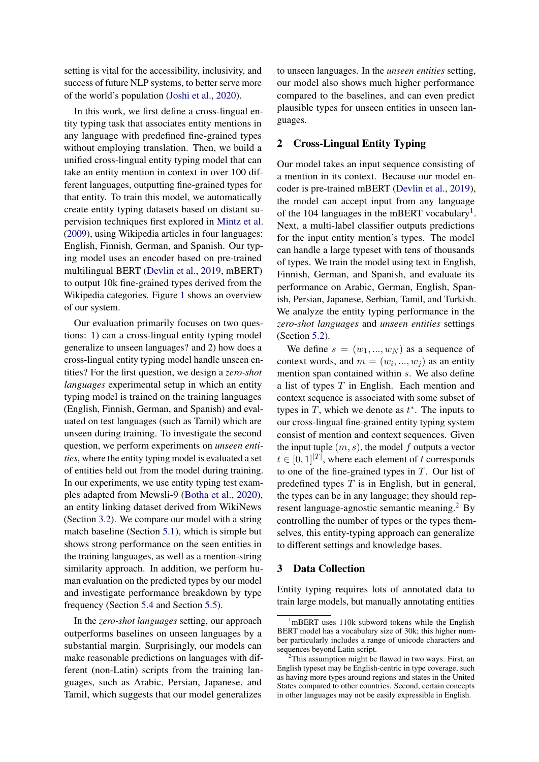setting is vital for the accessibility, inclusivity, and success of future NLP systems, to better serve more of the world's population (Joshi et al., 2020).

In this work, we first define a cross-lingual entity typing task that associates entity mentions in any language with predefined fine-grained types without employing translation. Then, we build a unified cross-lingual entity typing model that can take an entity mention in context in over 100 different languages, outputting fine-grained types for that entity. To train this model, we automatically create entity typing datasets based on distant supervision techniques first explored in Mintz et al. (2009), using Wikipedia articles in four languages: English, Finnish, German, and Spanish. Our typing model uses an encoder based on pre-trained multilingual BERT (Devlin et al., 2019, mBERT) to output 10k fine-grained types derived from the Wikipedia categories. Figure 1 shows an overview of our system.

Our evaluation primarily focuses on two questions: 1) can a cross-lingual entity typing model generalize to unseen languages? and 2) how does a cross-lingual entity typing model handle unseen entities? For the first question, we design a *zero-shot languages* experimental setup in which an entity typing model is trained on the training languages (English, Finnish, German, and Spanish) and evaluated on test languages (such as Tamil) which are unseen during training. To investigate the second question, we perform experiments on *unseen entities*, where the entity typing model is evaluated a set of entities held out from the model during training. In our experiments, we use entity typing test examples adapted from Mewsli-9 (Botha et al., 2020), an entity linking dataset derived from WikiNews (Section 3.2). We compare our model with a string match baseline (Section 5.1), which is simple but shows strong performance on the seen entities in the training languages, as well as a mention-string similarity approach. In addition, we perform human evaluation on the predicted types by our model and investigate performance breakdown by type frequency (Section 5.4 and Section 5.5).

In the *zero-shot languages* setting, our approach outperforms baselines on unseen languages by a substantial margin. Surprisingly, our models can make reasonable predictions on languages with different (non-Latin) scripts from the training languages, such as Arabic, Persian, Japanese, and Tamil, which suggests that our model generalizes to unseen languages. In the *unseen entities* setting, our model also shows much higher performance compared to the baselines, and can even predict plausible types for unseen entities in unseen languages.

## 2 Cross-Lingual Entity Typing

Our model takes an input sequence consisting of a mention in its context. Because our model encoder is pre-trained mBERT (Devlin et al., 2019), the model can accept input from any language of the 104 languages in the mBERT vocabulary[1]. Next, a multi-label classifier outputs predictions for the input entity mention's types. The model can handle a large typeset with tens of thousands of types. We train the model using text in English, Finnish, German, and Spanish, and evaluate its performance on Arabic, German, English, Spanish, Persian, Japanese, Serbian, Tamil, and Turkish. We analyze the entity typing performance in the *zero-shot languages* and *unseen entities* settings (Section 5.2).

We define $s = (w_1, ..., w_N)$ as a sequence of context words, and $m = (w_i, ..., w_j)$ as an entity mention span contained within $s$. We also define a list of types $T$ in English. Each mention and context sequence is associated with some subset of types in $T$, which we denote as $t^*$. The inputs to our cross-lingual fine-grained entity typing system consist of mention and context sequences. Given the input tuple $(m, s)$, the model $f$ outputs a vector $t \in [0, 1]^{|T|}$, where each element of $t$ corresponds to one of the fine-grained types in $T$. Our list of predefined types $T$ is in English, but in general, the types can be in any language; they should represent language-agnostic semantic meaning.[2] By controlling the number of types or the types themselves, this entity-typing approach can generalize to different settings and knowledge bases.

## 3 Data Collection

Entity typing requires lots of annotated data to train large models, but manually annotating entities

[1] mBERT uses 110k subword tokens while the English BERT model has a vocabulary size of 30k; this higher number particularly includes a range of unicode characters and sequences beyond Latin script.

[2] This assumption might be flawed in two ways. First, an English typeset may be English-centric in type coverage, such as having more types around regions and states in the United States compared to other countries. Second, certain concepts in other languages may not be easily expressible in English.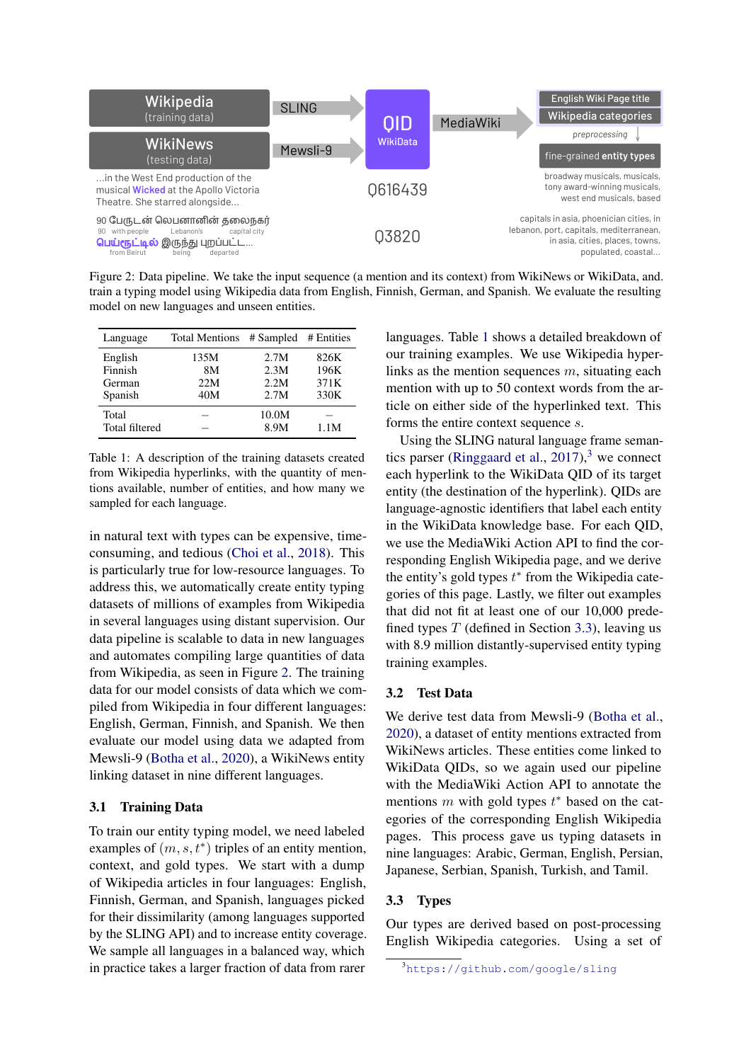Figure 2: Data pipeline. We take the input sequence (a mention and its context) from WikiNews or WikiData, and. train a typing model using Wikipedia data from English, Finnish, German, and Spanish. We evaluate the resulting model on new languages and unseen entities.

| Language | Total Mentions | # Sampled | # Entities |
|---|---|---|---|
| English | 135M | 2.7M | 826K |
| Finnish | 8M | 2.3M | 196K |
| German | 22M | 2.2M | 371K |
| Spanish | 40M | 2.7M | 330K |
| Total | – | 10.0M | – |
| Total filtered | – | 8.9M | 1.1M |

Table 1: A description of the training datasets created from Wikipedia hyperlinks, with the quantity of mentions available, number of entities, and how many we sampled for each language.

in natural text with types can be expensive, time-consuming, and tedious (Choi et al., 2018). This is particularly true for low-resource languages. To address this, we automatically create entity typing datasets of millions of examples from Wikipedia in several languages using distant supervision. Our data pipeline is scalable to data in new languages and automates compiling large quantities of data from Wikipedia, as seen in Figure 2. The training data for our model consists of data which we compiled from Wikipedia in four different languages: English, German, Finnish, and Spanish. We then evaluate our model using data we adapted from Mewsli-9 (Botha et al., 2020), a WikiNews entity linking dataset in nine different languages.

### 3.1 Training Data

To train our entity typing model, we need labeled examples of $(m, s, t^*)$ triples of an entity mention, context, and gold types. We start with a dump of Wikipedia articles in four languages: English, Finnish, German, and Spanish, languages picked for their dissimilarity (among languages supported by the SLING API) and to increase entity coverage. We sample all languages in a balanced way, which in practice takes a larger fraction of data from rarer languages. Table 1 shows a detailed breakdown of our training examples. We use Wikipedia hyperlinks as the mention sequences $m$, situating each mention with up to 50 context words from the article on either side of the hyperlinked text. This forms the entire context sequence $s$.

Using the SLING natural language frame semantics parser (Ringgaard et al., 2017),[3] we connect each hyperlink to the WikiData QID of its target entity (the destination of the hyperlink). QIDs are language-agnostic identifiers that label each entity in the WikiData knowledge base. For each QID, we use the MediaWiki Action API to find the corresponding English Wikipedia page, and we derive the entity's gold types $t^*$ from the Wikipedia categories of this page. Lastly, we filter out examples that did not fit at least one of our 10,000 predefined types $T$ (defined in Section 3.3), leaving us with 8.9 million distantly-supervised entity typing training examples.

### 3.2 Test Data

We derive test data from Mewsli-9 (Botha et al., 2020), a dataset of entity mentions extracted from WikiNews articles. These entities come linked to WikiData QIDs, so we again used our pipeline with the MediaWiki Action API to annotate the mentions $m$ with gold types $t^*$ based on the categories of the corresponding English Wikipedia pages. This process gave us typing datasets in nine languages: Arabic, German, English, Persian, Japanese, Serbian, Spanish, Turkish, and Tamil.

### 3.3 Types

Our types are derived based on post-processing English Wikipedia categories. Using a set of

[3] https://github.com/google/sling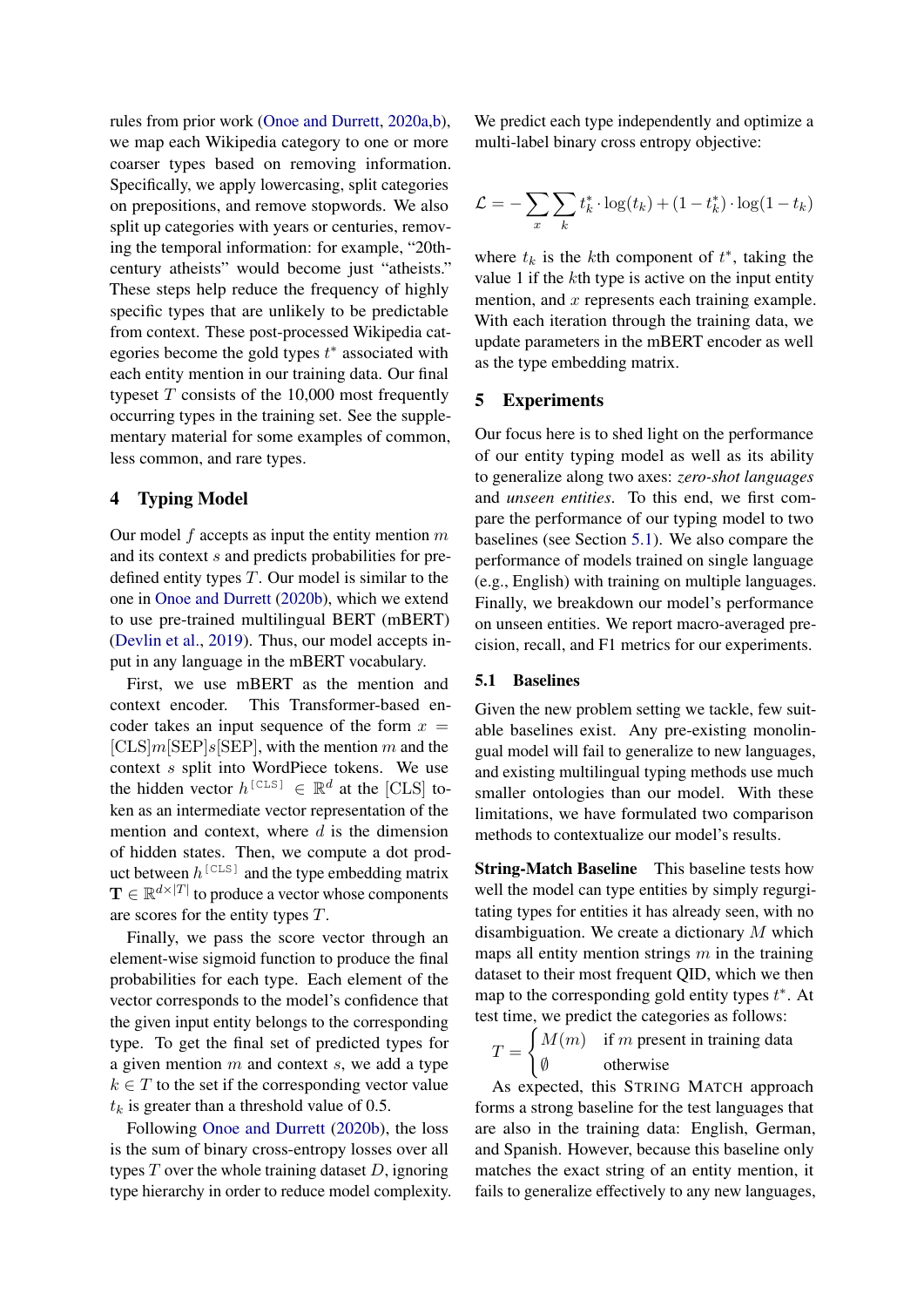rules from prior work (Onoe and Durrett, 2020a,b), we map each Wikipedia category to one or more coarser types based on removing information. Specifically, we apply lowercasing, split categories on prepositions, and remove stopwords. We also split up categories with years or centuries, removing the temporal information: for example, "20th-century atheists" would become just "atheists." These steps help reduce the frequency of highly specific types that are unlikely to be predictable from context. These post-processed Wikipedia categories become the gold types $t^*$ associated with each entity mention in our training data. Our final typeset $T$ consists of the 10,000 most frequently occurring types in the training set. See the supplementary material for some examples of common, less common, and rare types.

## 4 Typing Model

Our model $f$ accepts as input the entity mention $m$ and its context $s$ and predicts probabilities for predefined entity types $T$. Our model is similar to the one in Onoe and Durrett (2020b), which we extend to use pre-trained multilingual BERT (mBERT) (Devlin et al., 2019). Thus, our model accepts input in any language in the mBERT vocabulary.

First, we use mBERT as the mention and context encoder. This Transformer-based encoder takes an input sequence of the form $x = [\text{CLS}]m[\text{SEP}]s[\text{SEP}]$, with the mention $m$ and the context $s$ split into WordPiece tokens. We use the hidden vector $h^{[\texttt{CLS}]} \in \mathbb{R}^d$ at the [CLS] token as an intermediate vector representation of the mention and context, where $d$ is the dimension of hidden states. Then, we compute a dot product between $h^{[\texttt{CLS}]}$ and the type embedding matrix $\mathbf{T} \in \mathbb{R}^{d \times |T|}$ to produce a vector whose components are scores for the entity types $T$.

Finally, we pass the score vector through an element-wise sigmoid function to produce the final probabilities for each type. Each element of the vector corresponds to the model's confidence that the given input entity belongs to the corresponding type. To get the final set of predicted types for a given mention $m$ and context $s$, we add a type $k \in T$ to the set if the corresponding vector value $t_k$ is greater than a threshold value of 0.5.

Following Onoe and Durrett (2020b), the loss is the sum of binary cross-entropy losses over all types $T$ over the whole training dataset $D$, ignoring type hierarchy in order to reduce model complexity. We predict each type independently and optimize a multi-label binary cross entropy objective:

$$\mathcal{L} = -\sum_{x}\sum_{k} t_k^* \cdot \log(t_k) + (1 - t_k^*) \cdot \log(1 - t_k)$$

where $t_k$ is the $k$th component of $t^*$, taking the value 1 if the $k$th type is active on the input entity mention, and $x$ represents each training example. With each iteration through the training data, we update parameters in the mBERT encoder as well as the type embedding matrix.

## 5 Experiments

Our focus here is to shed light on the performance of our entity typing model as well as its ability to generalize along two axes: *zero-shot languages* and *unseen entities*. To this end, we first compare the performance of our typing model to two baselines (see Section 5.1). We also compare the performance of models trained on single language (e.g., English) with training on multiple languages. Finally, we breakdown our model's performance on unseen entities. We report macro-averaged precision, recall, and F1 metrics for our experiments.

### 5.1 Baselines

Given the new problem setting we tackle, few suitable baselines exist. Any pre-existing monolingual model will fail to generalize to new languages, and existing multilingual typing methods use much smaller ontologies than our model. With these limitations, we have formulated two comparison methods to contextualize our model's results.

**String-Match Baseline** This baseline tests how well the model can type entities by simply regurgitating types for entities it has already seen, with no disambiguation. We create a dictionary $M$ which maps all entity mention strings $m$ in the training dataset to their most frequent QID, which we then map to the corresponding gold entity types $t^*$. At test time, we predict the categories as follows:

$$T = \begin{cases} M(m) & \text{if } m \text{ present in training data} \\ \emptyset & \text{otherwise} \end{cases}$$

As expected, this STRING MATCH approach forms a strong baseline for the test languages that are also in the training data: English, German, and Spanish. However, because this baseline only matches the exact string of an entity mention, it fails to generalize effectively to any new languages,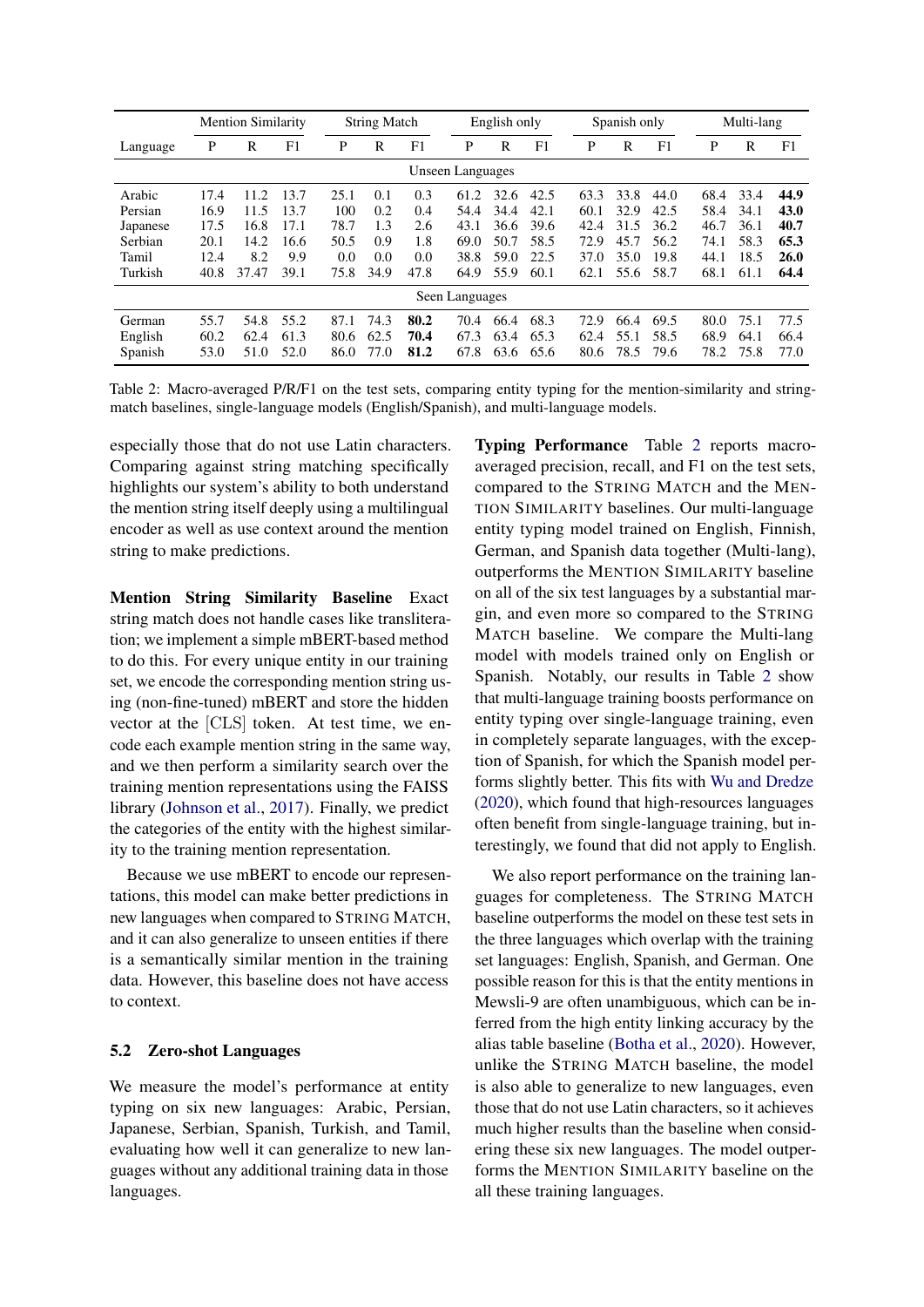| Language | Mention Similarity | | | String Match | | | English only | | | Spanish only | | | Multi-lang | | |
|---|---|---|---|---|---|---|---|---|---|---|---|---|---|---|---|
| | P | R | F1 | P | R | F1 | P | R | F1 | P | R | F1 | P | R | F1 |
| Unseen Languages | | | | | | | | | | | | | | | |
| Arabic | 17.4 | 11.2 | 13.7 | 25.1 | 0.1 | 0.3 | 61.2 | 32.6 | 42.5 | 63.3 | 33.8 | 44.0 | 68.4 | 33.4 | **44.9** |
| Persian | 16.9 | 11.5 | 13.7 | 100 | 0.2 | 0.4 | 54.4 | 34.4 | 42.1 | 60.1 | 32.9 | 42.5 | 58.4 | 34.1 | **43.0** |
| Japanese | 17.5 | 16.8 | 17.1 | 78.7 | 1.3 | 2.6 | 43.1 | 36.6 | 39.6 | 42.4 | 31.5 | 36.2 | 46.7 | 36.1 | **40.7** |
| Serbian | 20.1 | 14.2 | 16.6 | 50.5 | 0.9 | 1.8 | 69.0 | 50.7 | 58.5 | 72.9 | 45.7 | 56.2 | 74.1 | 58.3 | **65.3** |
| Tamil | 12.4 | 8.2 | 9.9 | 0.0 | 0.0 | 0.0 | 38.8 | 59.0 | 22.5 | 37.0 | 35.0 | 19.8 | 44.1 | 18.5 | **26.0** |
| Turkish | 40.8 | 37.47 | 39.1 | 75.8 | 34.9 | 47.8 | 64.9 | 55.9 | 60.1 | 62.1 | 55.6 | 58.7 | 68.1 | 61.1 | **64.4** |
| Seen Languages | | | | | | | | | | | | | | | |
| German | 55.7 | 54.8 | 55.2 | 87.1 | 74.3 | **80.2** | 70.4 | 66.4 | 68.3 | 72.9 | 66.4 | 69.5 | 80.0 | 75.1 | 77.5 |
| English | 60.2 | 62.4 | 61.3 | 80.6 | 62.5 | **70.4** | 67.3 | 63.4 | 65.3 | 62.4 | 55.1 | 58.5 | 68.9 | 64.1 | 66.4 |
| Spanish | 53.0 | 51.0 | 52.0 | 86.0 | 77.0 | **81.2** | 67.8 | 63.6 | 65.6 | 80.6 | 78.5 | 79.6 | 78.2 | 75.8 | 77.0 |

Table 2: Macro-averaged P/R/F1 on the test sets, comparing entity typing for the mention-similarity and string-match baselines, single-language models (English/Spanish), and multi-language models.

especially those that do not use Latin characters. Comparing against string matching specifically highlights our system's ability to both understand the mention string itself deeply using a multilingual encoder as well as use context around the mention string to make predictions.

**Mention String Similarity Baseline** Exact string match does not handle cases like transliteration; we implement a simple mBERT-based method to do this. For every unique entity in our training set, we encode the corresponding mention string using (non-fine-tuned) mBERT and store the hidden vector at the [CLS] token. At test time, we encode each example mention string in the same way, and we then perform a similarity search over the training mention representations using the FAISS library (Johnson et al., 2017). Finally, we predict the categories of the entity with the highest similarity to the training mention representation.

Because we use mBERT to encode our representations, this model can make better predictions in new languages when compared to STRING MATCH, and it can also generalize to unseen entities if there is a semantically similar mention in the training data. However, this baseline does not have access to context.

### 5.2 Zero-shot Languages

We measure the model's performance at entity typing on six new languages: Arabic, Persian, Japanese, Serbian, Turkish, and Tamil, evaluating how well it can generalize to new languages without any additional training data in those languages.

**Typing Performance** Table 2 reports macro-averaged precision, recall, and F1 on the test sets, compared to the STRING MATCH and the MENTION SIMILARITY baselines. Our multi-language entity typing model trained on English, Finnish, German, and Spanish data together (Multi-lang), outperforms the MENTION SIMILARITY baseline on all of the six test languages by a substantial margin, and even more so compared to the STRING MATCH baseline. We compare the Multi-lang model with models trained only on English or Spanish. Notably, our results in Table 2 show that multi-language training boosts performance on entity typing over single-language training, even in completely separate languages, with the exception of Spanish, for which the Spanish model performs slightly better. This fits with Wu and Dredze (2020), which found that high-resources languages often benefit from single-language training, but interestingly, we found that did not apply to English.

We also report performance on the training languages for completeness. The STRING MATCH baseline outperforms the model on these test sets in the three languages which overlap with the training set languages: English, Spanish, and German. One possible reason for this is that the entity mentions in Mewsli-9 are often unambiguous, which can be inferred from the high entity linking accuracy by the alias table baseline (Botha et al., 2020). However, unlike the STRING MATCH baseline, the model is also able to generalize to new languages, even those that do not use Latin characters, so it achieves much higher results than the baseline when considering these six new languages. The model outperforms the MENTION SIMILARITY baseline on the all these training languages.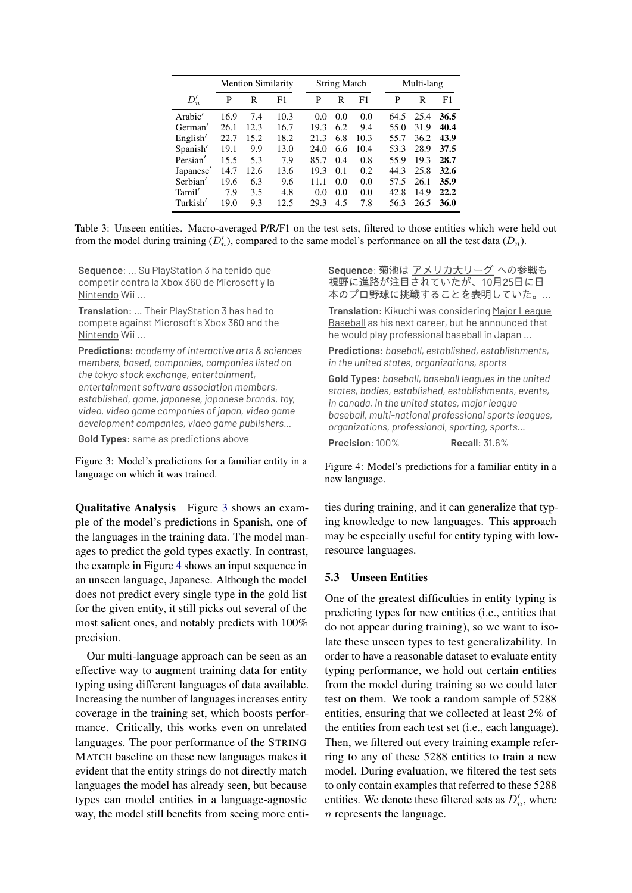| $D'_n$ | Mention Similarity | | | String Match | | | Multi-lang | | |
|---|---|---|---|---|---|---|---|---|---|
| | P | R | F1 | P | R | F1 | P | R | F1 |
| Arabic′ | 16.9 | 7.4 | 10.3 | 0.0 | 0.0 | 0.0 | 64.5 | 25.4 | **36.5** |
| German′ | 26.1 | 12.3 | 16.7 | 19.3 | 6.2 | 9.4 | 55.0 | 31.9 | **40.4** |
| English′ | 22.7 | 15.2 | 18.2 | 21.3 | 6.8 | 10.3 | 55.7 | 36.2 | **43.9** |
| Spanish′ | 19.1 | 9.9 | 13.0 | 24.0 | 6.6 | 10.4 | 53.3 | 28.9 | **37.5** |
| Persian′ | 15.5 | 5.3 | 7.9 | 85.7 | 0.4 | 0.8 | 55.9 | 19.3 | **28.7** |
| Japanese′ | 14.7 | 12.6 | 13.6 | 19.3 | 0.1 | 0.2 | 44.3 | 25.8 | **32.6** |
| Serbian′ | 19.6 | 6.3 | 9.6 | 11.1 | 0.0 | 0.0 | 57.5 | 26.1 | **35.9** |
| Tamil′ | 7.9 | 3.5 | 4.8 | 0.0 | 0.0 | 0.0 | 42.8 | 14.9 | **22.2** |
| Turkish′ | 19.0 | 9.3 | 12.5 | 29.3 | 4.5 | 7.8 | 56.3 | 26.5 | **36.0** |

Table 3: Unseen entities. Macro-averaged P/R/F1 on the test sets, filtered to those entities which were held out from the model during training ($D'_n$), compared to the same model's performance on all the test data ($D_n$).

**Sequence**: ... Su PlayStation 3 ha tenido que competir contra la Xbox 360 de Microsoft y la Nintendo Wii ...

**Translation**: ... Their PlayStation 3 has had to compete against Microsoft's Xbox 360 and the Nintendo Wii ...

**Predictions**: *academy of interactive arts & sciences members, based, companies, companies listed on the tokyo stock exchange, entertainment, entertainment software association members, established, game, japanese, japanese brands, toy, video, video game companies of japan, video game development companies, video game publishers...*

**Gold Types**: same as predictions above

Figure 3: Model's predictions for a familiar entity in a language on which it was trained.

**Sequence**: 菊池は アメリカ大リーグ への参戦も視野に進路が注目されていたが、10月25日に日本のプロ野球に挑戦することを表明していた。...

**Translation**: Kikuchi was considering Major League Baseball as his next career, but he announced that he would play professional baseball in Japan ...

**Predictions**: *baseball, established, establishments, in the united states, organizations, sports*

**Gold Types**: *baseball, baseball leagues in the united states, bodies, established, establishments, events, in canada, in the united states, major league baseball, multi-national professional sports leagues, organizations, professional, sporting, sports...*

**Precision**: 100% **Recall**: 31.6%

Figure 4: Model's predictions for a familiar entity in a new language.

**Qualitative Analysis** Figure 3 shows an example of the model's predictions in Spanish, one of the languages in the training data. The model manages to predict the gold types exactly. In contrast, the example in Figure 4 shows an input sequence in an unseen language, Japanese. Although the model does not predict every single type in the gold list for the given entity, it still picks out several of the most salient ones, and notably predicts with 100% precision.

Our multi-language approach can be seen as an effective way to augment training data for entity typing using different languages of data available. Increasing the number of languages increases entity coverage in the training set, which boosts performance. Critically, this works even on unrelated languages. The poor performance of the STRING MATCH baseline on these new languages makes it evident that the entity strings do not directly match languages the model has already seen, but because types can model entities in a language-agnostic way, the model still benefits from seeing more entities during training, and it can generalize that typing knowledge to new languages. This approach may be especially useful for entity typing with low-resource languages.

### 5.3 Unseen Entities

One of the greatest difficulties in entity typing is predicting types for new entities (i.e., entities that do not appear during training), so we want to isolate these unseen types to test generalizability. In order to have a reasonable dataset to evaluate entity typing performance, we hold out certain entities from the model during training so we could later test on them. We took a random sample of 5288 entities, ensuring that we collected at least 2% of the entities from each test set (i.e., each language). Then, we filtered out every training example referring to any of these 5288 entities to train a new model. During evaluation, we filtered the test sets to only contain examples that referred to these 5288 entities. We denote these filtered sets as $D'_n$, where $n$ represents the language.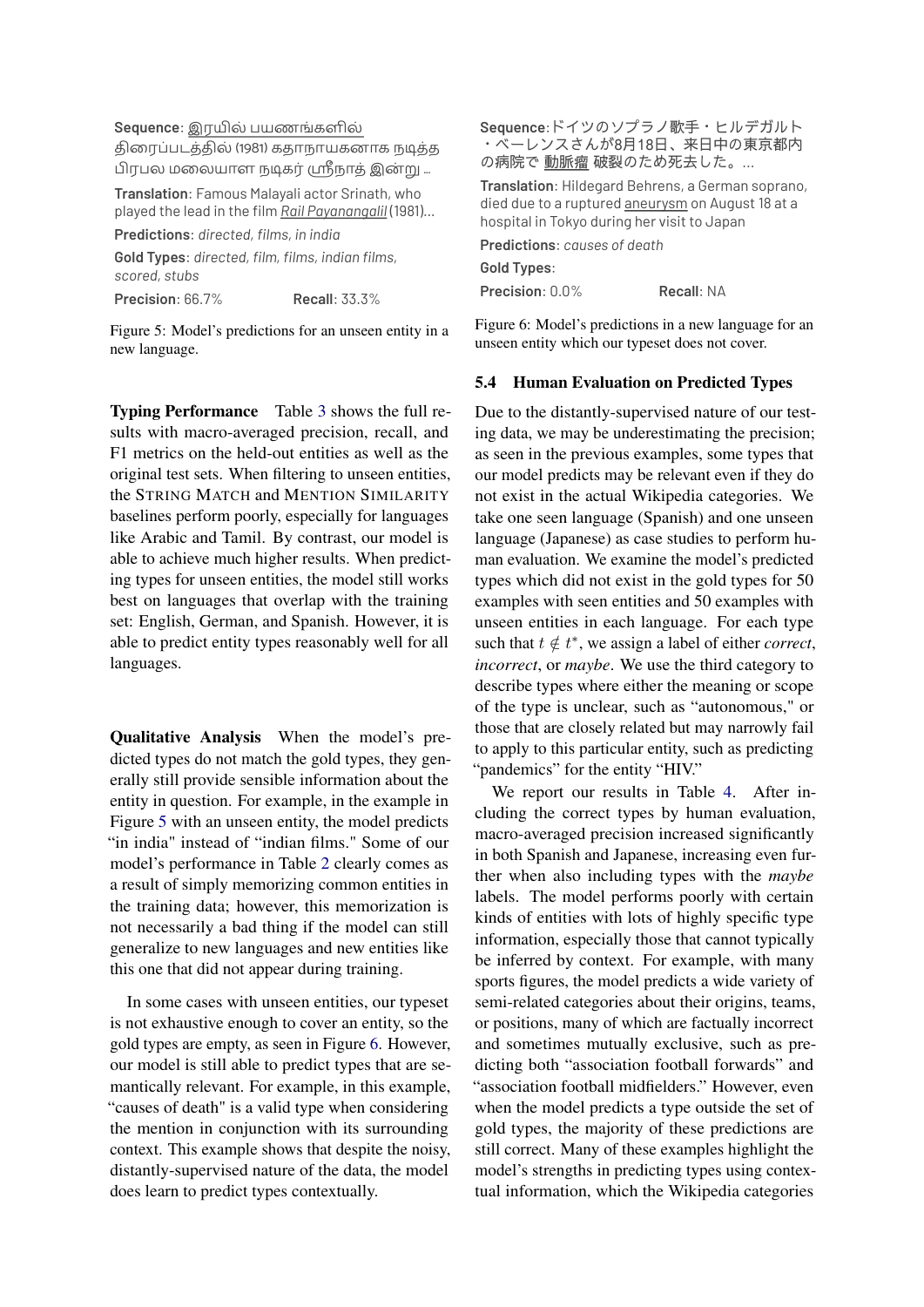**Sequence**: இரயில் பயணங்களில் திரைப்படத்தில் (1981) கதாநாயகனாக நடித்த பிரபல மலையாள நடிகர் ஸ்ரீநாத் இன்று ...

**Translation**: Famous Malayali actor Srinath, who played the lead in the film Rail Payanangalil (1981)...

**Predictions**: *directed, films, in india*

**Gold Types**: *directed, film, films, indian films, scored, stubs*

**Precision**: 66.7% **Recall**: 33.3%

Figure 5: Model's predictions for an unseen entity in a new language.

**Sequence**:ドイツのソプラノ歌手・ヒルデガルト・ベーレンスさんが8月18日、来日中の東京都内の病院で 動脈瘤 破裂のため死去した。...

**Translation**: Hildegard Behrens, a German soprano, died due to a ruptured aneurysm on August 18 at a hospital in Tokyo during her visit to Japan

**Predictions**: *causes of death*

**Gold Types**:

**Precision**: 0.0% **Recall**: NA

Figure 6: Model's predictions in a new language for an unseen entity which our typeset does not cover.

**Typing Performance** Table 3 shows the full results with macro-averaged precision, recall, and F1 metrics on the held-out entities as well as the original test sets. When filtering to unseen entities, the STRING MATCH and MENTION SIMILARITY baselines perform poorly, especially for languages like Arabic and Tamil. By contrast, our model is able to achieve much higher results. When predicting types for unseen entities, the model still works best on languages that overlap with the training set: English, German, and Spanish. However, it is able to predict entity types reasonably well for all languages.

**Qualitative Analysis** When the model's predicted types do not match the gold types, they generally still provide sensible information about the entity in question. For example, in the example in Figure 5 with an unseen entity, the model predicts "in india" instead of "indian films." Some of our model's performance in Table 2 clearly comes as a result of simply memorizing common entities in the training data; however, this memorization is not necessarily a bad thing if the model can still generalize to new languages and new entities like this one that did not appear during training.

In some cases with unseen entities, our typeset is not exhaustive enough to cover an entity, so the gold types are empty, as seen in Figure 6. However, our model is still able to predict types that are semantically relevant. For example, in this example, "causes of death" is a valid type when considering the mention in conjunction with its surrounding context. This example shows that despite the noisy, distantly-supervised nature of the data, the model does learn to predict types contextually.

### 5.4 Human Evaluation on Predicted Types

Due to the distantly-supervised nature of our testing data, we may be underestimating the precision; as seen in the previous examples, some types that our model predicts may be relevant even if they do not exist in the actual Wikipedia categories. We take one seen language (Spanish) and one unseen language (Japanese) as case studies to perform human evaluation. We examine the model's predicted types which did not exist in the gold types for 50 examples with seen entities and 50 examples with unseen entities in each language. For each type such that $t \notin t^*$, we assign a label of either *correct*, *incorrect*, or *maybe*. We use the third category to describe types where either the meaning or scope of the type is unclear, such as "autonomous," or those that are closely related but may narrowly fail to apply to this particular entity, such as predicting "pandemics" for the entity "HIV."

We report our results in Table 4. After including the correct types by human evaluation, macro-averaged precision increased significantly in both Spanish and Japanese, increasing even further when also including types with the *maybe* labels. The model performs poorly with certain kinds of entities with lots of highly specific type information, especially those that cannot typically be inferred by context. For example, with many sports figures, the model predicts a wide variety of semi-related categories about their origins, teams, or positions, many of which are factually incorrect and sometimes mutually exclusive, such as predicting both "association football forwards" and "association football midfielders." However, even when the model predicts a type outside the set of gold types, the majority of these predictions are still correct. Many of these examples highlight the model's strengths in predicting types using contextual information, which the Wikipedia categories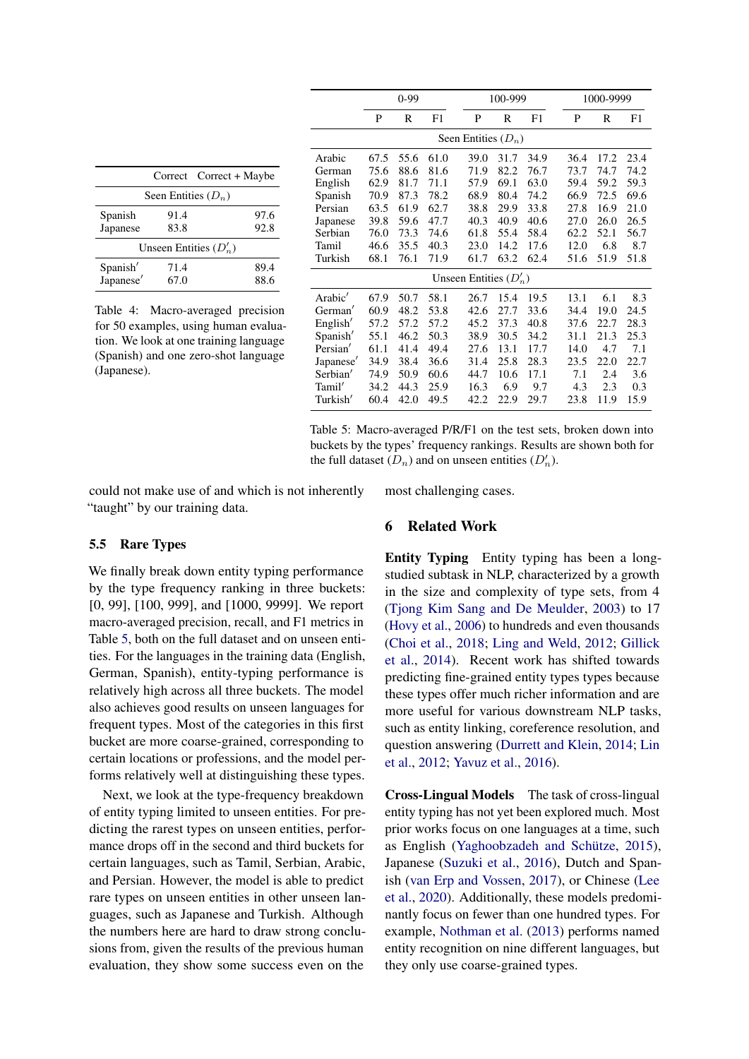|  | Correct | Correct + Maybe |
|---|---|---|
| Seen Entities ($D_n$) | | |
| Spanish | 91.4 | 97.6 |
| Japanese | 83.8 | 92.8 |
| Unseen Entities ($D'_n$) | | |
| Spanish$'$ | 71.4 | 89.4 |
| Japanese$'$ | 67.0 | 88.6 |

Table 4: Macro-averaged precision for 50 examples, using human evaluation. We look at one training language (Spanish) and one zero-shot language (Japanese).

|  | 0-99 | | | 100-999 | | | 1000-9999 | | |
|---|---|---|---|---|---|---|---|---|---|
|  | P | R | F1 | P | R | F1 | P | R | F1 |
| Seen Entities ($D_n$) | | | | | | | | | |
| Arabic | 67.5 | 55.6 | 61.0 | 39.0 | 31.7 | 34.9 | 36.4 | 17.2 | 23.4 |
| German | 75.6 | 88.6 | 81.6 | 71.9 | 82.2 | 76.7 | 73.7 | 74.7 | 74.2 |
| English | 62.9 | 81.7 | 71.1 | 57.9 | 69.1 | 63.0 | 59.4 | 59.2 | 59.3 |
| Spanish | 70.9 | 87.3 | 78.2 | 68.9 | 80.4 | 74.2 | 66.9 | 72.5 | 69.6 |
| Persian | 63.5 | 61.9 | 62.7 | 38.8 | 29.9 | 33.8 | 27.8 | 16.9 | 21.0 |
| Japanese | 39.8 | 59.6 | 47.7 | 40.3 | 40.9 | 40.6 | 27.0 | 26.0 | 26.5 |
| Serbian | 76.0 | 73.3 | 74.6 | 61.8 | 55.4 | 58.4 | 62.2 | 52.1 | 56.7 |
| Tamil | 46.6 | 35.5 | 40.3 | 23.0 | 14.2 | 17.6 | 12.0 | 6.8 | 8.7 |
| Turkish | 68.1 | 76.1 | 71.9 | 61.7 | 63.2 | 62.4 | 51.6 | 51.9 | 51.8 |
| Unseen Entities ($D'_n$) | | | | | | | | | |
| Arabic$'$ | 67.9 | 50.7 | 58.1 | 26.7 | 15.4 | 19.5 | 13.1 | 6.1 | 8.3 |
| German$'$ | 60.9 | 48.2 | 53.8 | 42.6 | 27.7 | 33.6 | 34.4 | 19.0 | 24.5 |
| English$'$ | 57.2 | 57.2 | 57.2 | 45.2 | 37.3 | 40.8 | 37.6 | 22.7 | 28.3 |
| Spanish$'$ | 55.1 | 46.2 | 50.3 | 38.9 | 30.5 | 34.2 | 31.1 | 21.3 | 25.3 |
| Persian$'$ | 61.1 | 41.4 | 49.4 | 27.6 | 13.1 | 17.7 | 14.0 | 4.7 | 7.1 |
| Japanese$'$ | 34.9 | 38.4 | 36.6 | 31.4 | 25.8 | 28.3 | 23.5 | 22.0 | 22.7 |
| Serbian$'$ | 74.9 | 50.9 | 60.6 | 44.7 | 10.6 | 17.1 | 7.1 | 2.4 | 3.6 |
| Tamil$'$ | 34.2 | 44.3 | 25.9 | 16.3 | 6.9 | 9.7 | 4.3 | 2.3 | 0.3 |
| Turkish$'$ | 60.4 | 42.0 | 49.5 | 42.2 | 22.9 | 29.7 | 23.8 | 11.9 | 15.9 |

Table 5: Macro-averaged P/R/F1 on the test sets, broken down into buckets by the types' frequency rankings. Results are shown both for the full dataset ($D_n$) and on unseen entities ($D'_n$).

could not make use of and which is not inherently "taught" by our training data.

## 5.5 Rare Types

We finally break down entity typing performance by the type frequency ranking in three buckets: [0, 99], [100, 999], and [1000, 9999]. We report macro-averaged precision, recall, and F1 metrics in Table 5, both on the full dataset and on unseen entities. For the languages in the training data (English, German, Spanish), entity-typing performance is relatively high across all three buckets. The model also achieves good results on unseen languages for frequent types. Most of the categories in this first bucket are more coarse-grained, corresponding to certain locations or professions, and the model performs relatively well at distinguishing these types.

Next, we look at the type-frequency breakdown of entity typing limited to unseen entities. For predicting the rarest types on unseen entities, performance drops off in the second and third buckets for certain languages, such as Tamil, Serbian, Arabic, and Persian. However, the model is able to predict rare types on unseen entities in other unseen languages, such as Japanese and Turkish. Although the numbers here are hard to draw strong conclusions from, given the results of the previous human evaluation, they show some success even on the most challenging cases.

## 6 Related Work

**Entity Typing** Entity typing has been a long-studied subtask in NLP, characterized by a growth in the size and complexity of type sets, from 4 (Tjong Kim Sang and De Meulder, 2003) to 17 (Hovy et al., 2006) to hundreds and even thousands (Choi et al., 2018; Ling and Weld, 2012; Gillick et al., 2014). Recent work has shifted towards predicting fine-grained entity types types because these types offer much richer information and are more useful for various downstream NLP tasks, such as entity linking, coreference resolution, and question answering (Durrett and Klein, 2014; Lin et al., 2012; Yavuz et al., 2016).

**Cross-Lingual Models** The task of cross-lingual entity typing has not yet been explored much. Most prior works focus on one languages at a time, such as English (Yaghoobzadeh and Schütze, 2015), Japanese (Suzuki et al., 2016), Dutch and Spanish (van Erp and Vossen, 2017), or Chinese (Lee et al., 2020). Additionally, these models predominantly focus on fewer than one hundred types. For example, Nothman et al. (2013) performs named entity recognition on nine different languages, but they only use coarse-grained types.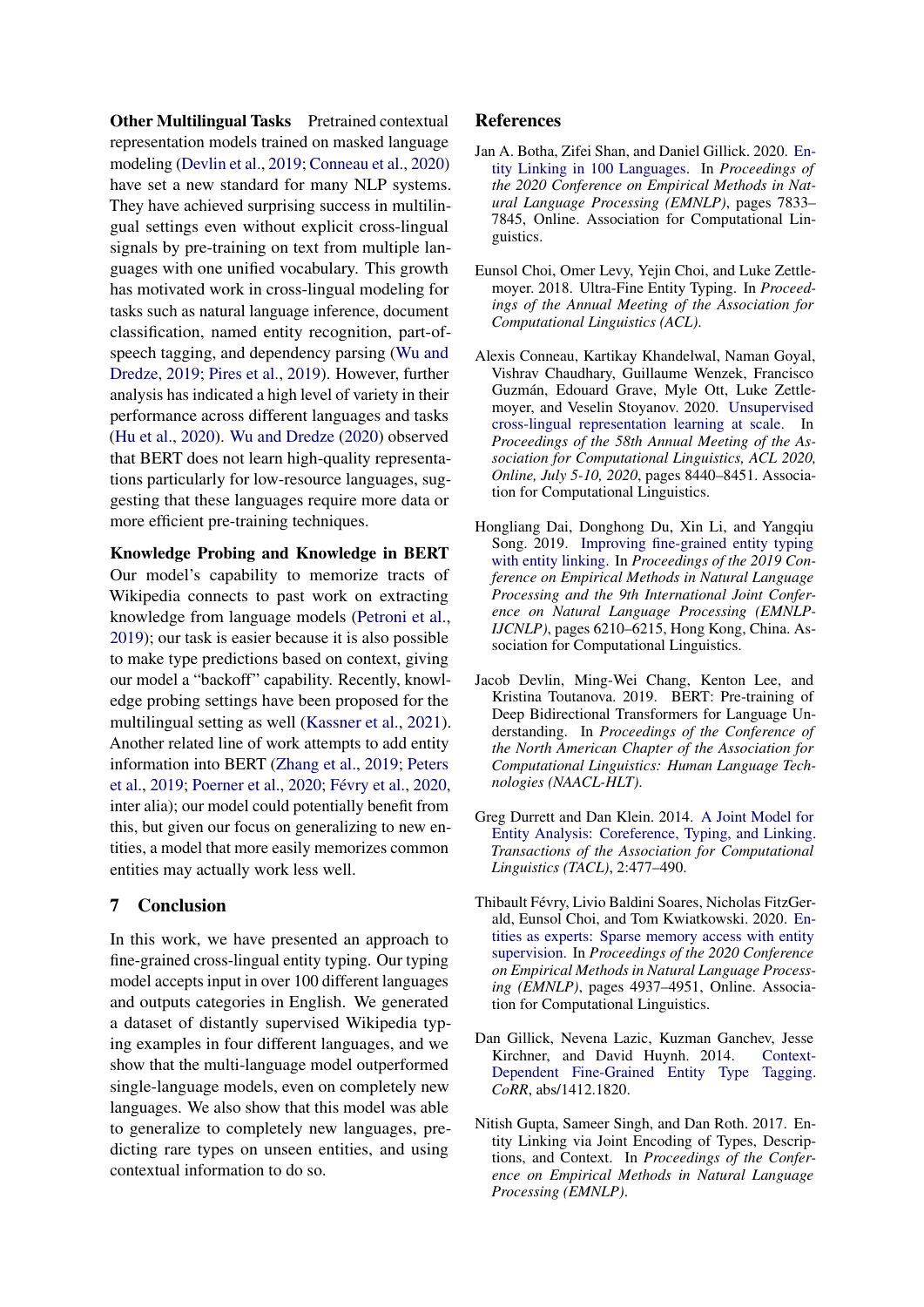**Other Multilingual Tasks** Pretrained contextual representation models trained on masked language modeling (Devlin et al., 2019; Conneau et al., 2020) have set a new standard for many NLP systems. They have achieved surprising success in multilingual settings even without explicit cross-lingual signals by pre-training on text from multiple languages with one unified vocabulary. This growth has motivated work in cross-lingual modeling for tasks such as natural language inference, document classification, named entity recognition, part-of-speech tagging, and dependency parsing (Wu and Dredze, 2019; Pires et al., 2019). However, further analysis has indicated a high level of variety in their performance across different languages and tasks (Hu et al., 2020). Wu and Dredze (2020) observed that BERT does not learn high-quality representations particularly for low-resource languages, suggesting that these languages require more data or more efficient pre-training techniques.

**Knowledge Probing and Knowledge in BERT** Our model's capability to memorize tracts of Wikipedia connects to past work on extracting knowledge from language models (Petroni et al., 2019); our task is easier because it is also possible to make type predictions based on context, giving our model a "backoff" capability. Recently, knowledge probing settings have been proposed for the multilingual setting as well (Kassner et al., 2021). Another related line of work attempts to add entity information into BERT (Zhang et al., 2019; Peters et al., 2019; Poerner et al., 2020; Févry et al., 2020, inter alia); our model could potentially benefit from this, but given our focus on generalizing to new entities, a model that more easily memorizes common entities may actually work less well.

## 7 Conclusion

In this work, we have presented an approach to fine-grained cross-lingual entity typing. Our typing model accepts input in over 100 different languages and outputs categories in English. We generated a dataset of distantly supervised Wikipedia typing examples in four different languages, and we show that the multi-language model outperformed single-language models, even on completely new languages. We also show that this model was able to generalize to completely new languages, predicting rare types on unseen entities, and using contextual information to do so.

## References

Jan A. Botha, Zifei Shan, and Daniel Gillick. 2020. Entity Linking in 100 Languages. In *Proceedings of the 2020 Conference on Empirical Methods in Natural Language Processing (EMNLP)*, pages 7833–7845, Online. Association for Computational Linguistics.

Eunsol Choi, Omer Levy, Yejin Choi, and Luke Zettlemoyer. 2018. Ultra-Fine Entity Typing. In *Proceedings of the Annual Meeting of the Association for Computational Linguistics (ACL)*.

Alexis Conneau, Kartikay Khandelwal, Naman Goyal, Vishrav Chaudhary, Guillaume Wenzek, Francisco Guzmán, Edouard Grave, Myle Ott, Luke Zettlemoyer, and Veselin Stoyanov. 2020. Unsupervised cross-lingual representation learning at scale. In *Proceedings of the 58th Annual Meeting of the Association for Computational Linguistics, ACL 2020, Online, July 5-10, 2020*, pages 8440–8451. Association for Computational Linguistics.

Hongliang Dai, Donghong Du, Xin Li, and Yangqiu Song. 2019. Improving fine-grained entity typing with entity linking. In *Proceedings of the 2019 Conference on Empirical Methods in Natural Language Processing and the 9th International Joint Conference on Natural Language Processing (EMNLP-IJCNLP)*, pages 6210–6215, Hong Kong, China. Association for Computational Linguistics.

Jacob Devlin, Ming-Wei Chang, Kenton Lee, and Kristina Toutanova. 2019. BERT: Pre-training of Deep Bidirectional Transformers for Language Understanding. In *Proceedings of the Conference of the North American Chapter of the Association for Computational Linguistics: Human Language Technologies (NAACL-HLT)*.

Greg Durrett and Dan Klein. 2014. A Joint Model for Entity Analysis: Coreference, Typing, and Linking. *Transactions of the Association for Computational Linguistics (TACL)*, 2:477–490.

Thibault Févry, Livio Baldini Soares, Nicholas FitzGerald, Eunsol Choi, and Tom Kwiatkowski. 2020. Entities as experts: Sparse memory access with entity supervision. In *Proceedings of the 2020 Conference on Empirical Methods in Natural Language Processing (EMNLP)*, pages 4937–4951, Online. Association for Computational Linguistics.

Dan Gillick, Nevena Lazic, Kuzman Ganchev, Jesse Kirchner, and David Huynh. 2014. Context-Dependent Fine-Grained Entity Type Tagging. *CoRR*, abs/1412.1820.

Nitish Gupta, Sameer Singh, and Dan Roth. 2017. Entity Linking via Joint Encoding of Types, Descriptions, and Context. In *Proceedings of the Conference on Empirical Methods in Natural Language Processing (EMNLP)*.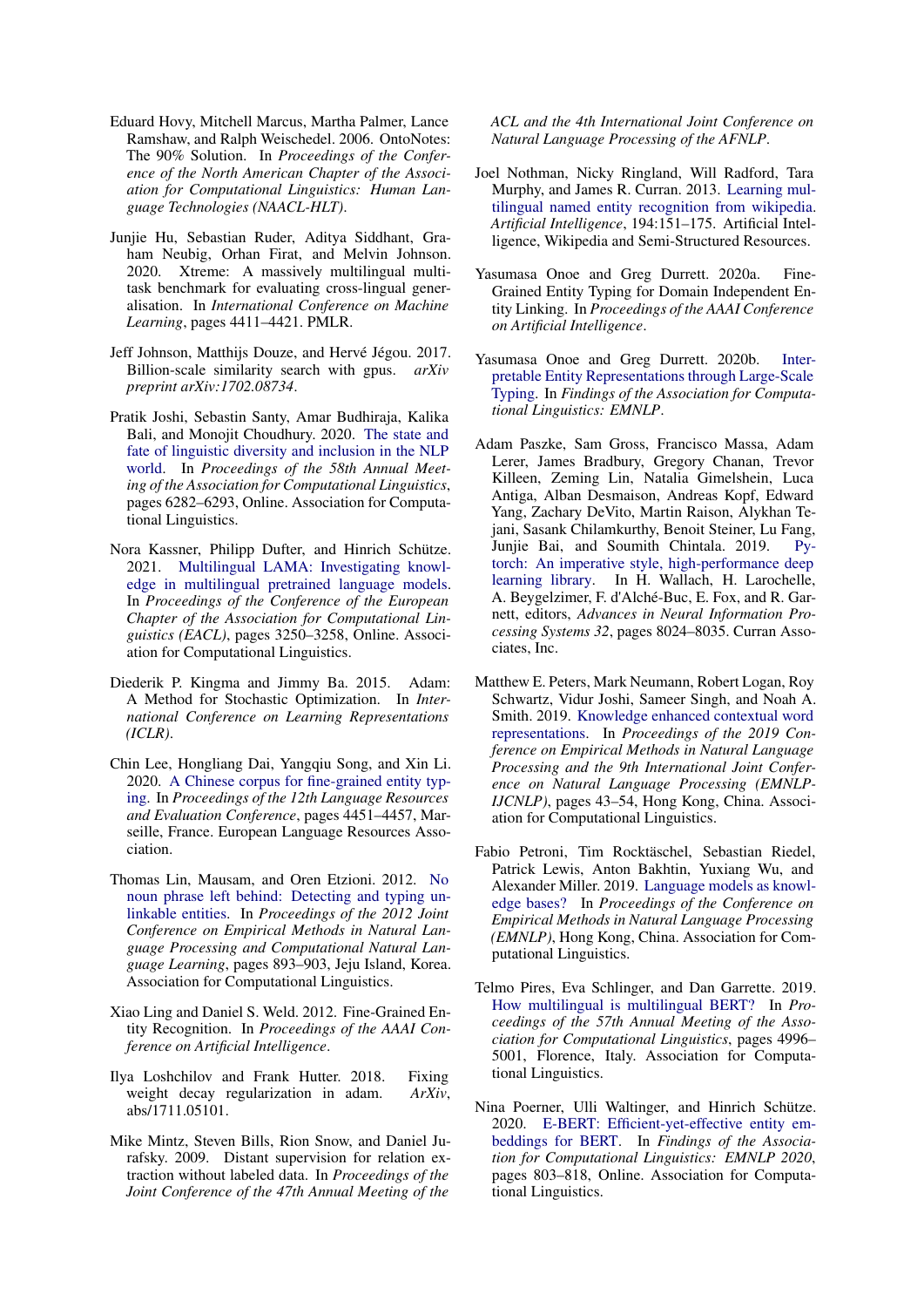Eduard Hovy, Mitchell Marcus, Martha Palmer, Lance Ramshaw, and Ralph Weischedel. 2006. OntoNotes: The 90% Solution. In *Proceedings of the Conference of the North American Chapter of the Association for Computational Linguistics: Human Language Technologies (NAACL-HLT)*.

Junjie Hu, Sebastian Ruder, Aditya Siddhant, Graham Neubig, Orhan Firat, and Melvin Johnson. 2020. Xtreme: A massively multilingual multi-task benchmark for evaluating cross-lingual generalisation. In *International Conference on Machine Learning*, pages 4411–4421. PMLR.

Jeff Johnson, Matthijs Douze, and Hervé Jégou. 2017. Billion-scale similarity search with gpus. *arXiv preprint arXiv:1702.08734*.

Pratik Joshi, Sebastin Santy, Amar Budhiraja, Kalika Bali, and Monojit Choudhury. 2020. The state and fate of linguistic diversity and inclusion in the NLP world. In *Proceedings of the 58th Annual Meeting of the Association for Computational Linguistics*, pages 6282–6293, Online. Association for Computational Linguistics.

Nora Kassner, Philipp Dufter, and Hinrich Schütze. 2021. Multilingual LAMA: Investigating knowledge in multilingual pretrained language models. In *Proceedings of the Conference of the European Chapter of the Association for Computational Linguistics (EACL)*, pages 3250–3258, Online. Association for Computational Linguistics.

Diederik P. Kingma and Jimmy Ba. 2015. Adam: A Method for Stochastic Optimization. In *International Conference on Learning Representations (ICLR)*.

Chin Lee, Hongliang Dai, Yangqiu Song, and Xin Li. 2020. A Chinese corpus for fine-grained entity typing. In *Proceedings of the 12th Language Resources and Evaluation Conference*, pages 4451–4457, Marseille, France. European Language Resources Association.

Thomas Lin, Mausam, and Oren Etzioni. 2012. No noun phrase left behind: Detecting and typing unlinkable entities. In *Proceedings of the 2012 Joint Conference on Empirical Methods in Natural Language Processing and Computational Natural Language Learning*, pages 893–903, Jeju Island, Korea. Association for Computational Linguistics.

Xiao Ling and Daniel S. Weld. 2012. Fine-Grained Entity Recognition. In *Proceedings of the AAAI Conference on Artificial Intelligence*.

Ilya Loshchilov and Frank Hutter. 2018. Fixing weight decay regularization in adam. *ArXiv*, abs/1711.05101.

Mike Mintz, Steven Bills, Rion Snow, and Daniel Jurafsky. 2009. Distant supervision for relation extraction without labeled data. In *Proceedings of the Joint Conference of the 47th Annual Meeting of the ACL and the 4th International Joint Conference on Natural Language Processing of the AFNLP*.

Joel Nothman, Nicky Ringland, Will Radford, Tara Murphy, and James R. Curran. 2013. Learning multilingual named entity recognition from wikipedia. *Artificial Intelligence*, 194:151–175. Artificial Intelligence, Wikipedia and Semi-Structured Resources.

Yasumasa Onoe and Greg Durrett. 2020a. Fine-Grained Entity Typing for Domain Independent Entity Linking. In *Proceedings of the AAAI Conference on Artificial Intelligence*.

Yasumasa Onoe and Greg Durrett. 2020b. Interpretable Entity Representations through Large-Scale Typing. In *Findings of the Association for Computational Linguistics: EMNLP*.

Adam Paszke, Sam Gross, Francisco Massa, Adam Lerer, James Bradbury, Gregory Chanan, Trevor Killeen, Zeming Lin, Natalia Gimelshein, Luca Antiga, Alban Desmaison, Andreas Kopf, Edward Yang, Zachary DeVito, Martin Raison, Alykhan Tejani, Sasank Chilamkurthy, Benoit Steiner, Lu Fang, Junjie Bai, and Soumith Chintala. 2019. Pytorch: An imperative style, high-performance deep learning library. In H. Wallach, H. Larochelle, A. Beygelzimer, F. d'Alché-Buc, E. Fox, and R. Garnett, editors, *Advances in Neural Information Processing Systems 32*, pages 8024–8035. Curran Associates, Inc.

Matthew E. Peters, Mark Neumann, Robert Logan, Roy Schwartz, Vidur Joshi, Sameer Singh, and Noah A. Smith. 2019. Knowledge enhanced contextual word representations. In *Proceedings of the 2019 Conference on Empirical Methods in Natural Language Processing and the 9th International Joint Conference on Natural Language Processing (EMNLP-IJCNLP)*, pages 43–54, Hong Kong, China. Association for Computational Linguistics.

Fabio Petroni, Tim Rocktäschel, Sebastian Riedel, Patrick Lewis, Anton Bakhtin, Yuxiang Wu, and Alexander Miller. 2019. Language models as knowledge bases? In *Proceedings of the Conference on Empirical Methods in Natural Language Processing (EMNLP)*, Hong Kong, China. Association for Computational Linguistics.

Telmo Pires, Eva Schlinger, and Dan Garrette. 2019. How multilingual is multilingual BERT? In *Proceedings of the 57th Annual Meeting of the Association for Computational Linguistics*, pages 4996–5001, Florence, Italy. Association for Computational Linguistics.

Nina Poerner, Ulli Waltinger, and Hinrich Schütze. 2020. E-BERT: Efficient-yet-effective entity embeddings for BERT. In *Findings of the Association for Computational Linguistics: EMNLP 2020*, pages 803–818, Online. Association for Computational Linguistics.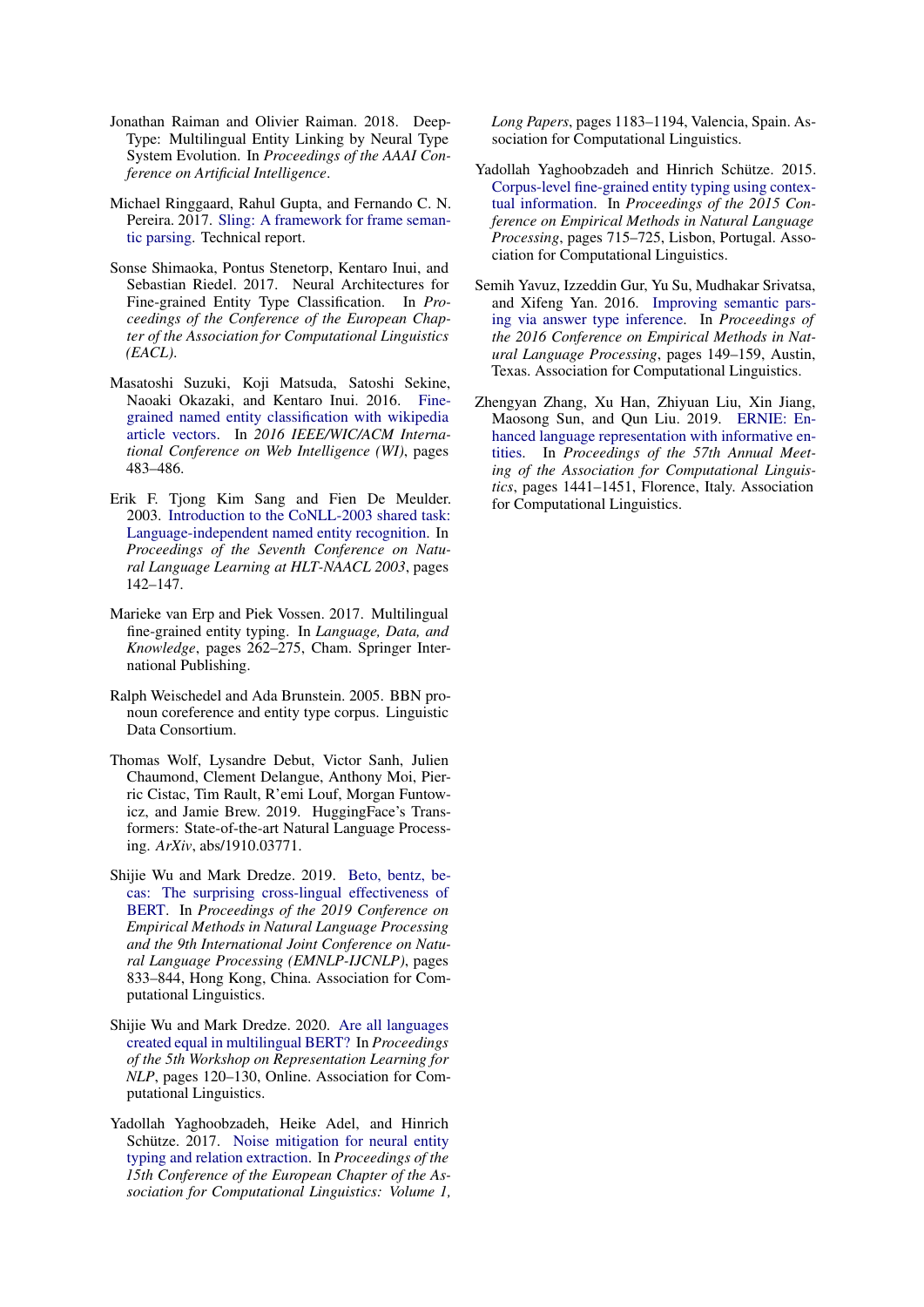Jonathan Raiman and Olivier Raiman. 2018. DeepType: Multilingual Entity Linking by Neural Type System Evolution. In *Proceedings of the AAAI Conference on Artificial Intelligence*.

Michael Ringgaard, Rahul Gupta, and Fernando C. N. Pereira. 2017. Sling: A framework for frame semantic parsing. Technical report.

Sonse Shimaoka, Pontus Stenetorp, Kentaro Inui, and Sebastian Riedel. 2017. Neural Architectures for Fine-grained Entity Type Classification. In *Proceedings of the Conference of the European Chapter of the Association for Computational Linguistics (EACL)*.

Masatoshi Suzuki, Koji Matsuda, Satoshi Sekine, Naoaki Okazaki, and Kentaro Inui. 2016. Fine-grained named entity classification with wikipedia article vectors. In *2016 IEEE/WIC/ACM International Conference on Web Intelligence (WI)*, pages 483–486.

Erik F. Tjong Kim Sang and Fien De Meulder. 2003. Introduction to the CoNLL-2003 shared task: Language-independent named entity recognition. In *Proceedings of the Seventh Conference on Natural Language Learning at HLT-NAACL 2003*, pages 142–147.

Marieke van Erp and Piek Vossen. 2017. Multilingual fine-grained entity typing. In *Language, Data, and Knowledge*, pages 262–275, Cham. Springer International Publishing.

Ralph Weischedel and Ada Brunstein. 2005. BBN pronoun coreference and entity type corpus. Linguistic Data Consortium.

Thomas Wolf, Lysandre Debut, Victor Sanh, Julien Chaumond, Clement Delangue, Anthony Moi, Pierric Cistac, Tim Rault, R'emi Louf, Morgan Funtowicz, and Jamie Brew. 2019. HuggingFace's Transformers: State-of-the-art Natural Language Processing. *ArXiv*, abs/1910.03771.

Shijie Wu and Mark Dredze. 2019. Beto, bentz, becas: The surprising cross-lingual effectiveness of BERT. In *Proceedings of the 2019 Conference on Empirical Methods in Natural Language Processing and the 9th International Joint Conference on Natural Language Processing (EMNLP-IJCNLP)*, pages 833–844, Hong Kong, China. Association for Computational Linguistics.

Shijie Wu and Mark Dredze. 2020. Are all languages created equal in multilingual BERT? In *Proceedings of the 5th Workshop on Representation Learning for NLP*, pages 120–130, Online. Association for Computational Linguistics.

Yadollah Yaghoobzadeh, Heike Adel, and Hinrich Schütze. 2017. Noise mitigation for neural entity typing and relation extraction. In *Proceedings of the 15th Conference of the European Chapter of the Association for Computational Linguistics: Volume 1, Long Papers*, pages 1183–1194, Valencia, Spain. Association for Computational Linguistics.

Yadollah Yaghoobzadeh and Hinrich Schütze. 2015. Corpus-level fine-grained entity typing using contextual information. In *Proceedings of the 2015 Conference on Empirical Methods in Natural Language Processing*, pages 715–725, Lisbon, Portugal. Association for Computational Linguistics.

Semih Yavuz, Izzeddin Gur, Yu Su, Mudhakar Srivatsa, and Xifeng Yan. 2016. Improving semantic parsing via answer type inference. In *Proceedings of the 2016 Conference on Empirical Methods in Natural Language Processing*, pages 149–159, Austin, Texas. Association for Computational Linguistics.

Zhengyan Zhang, Xu Han, Zhiyuan Liu, Xin Jiang, Maosong Sun, and Qun Liu. 2019. ERNIE: Enhanced language representation with informative entities. In *Proceedings of the 57th Annual Meeting of the Association for Computational Linguistics*, pages 1441–1451, Florence, Italy. Association for Computational Linguistics.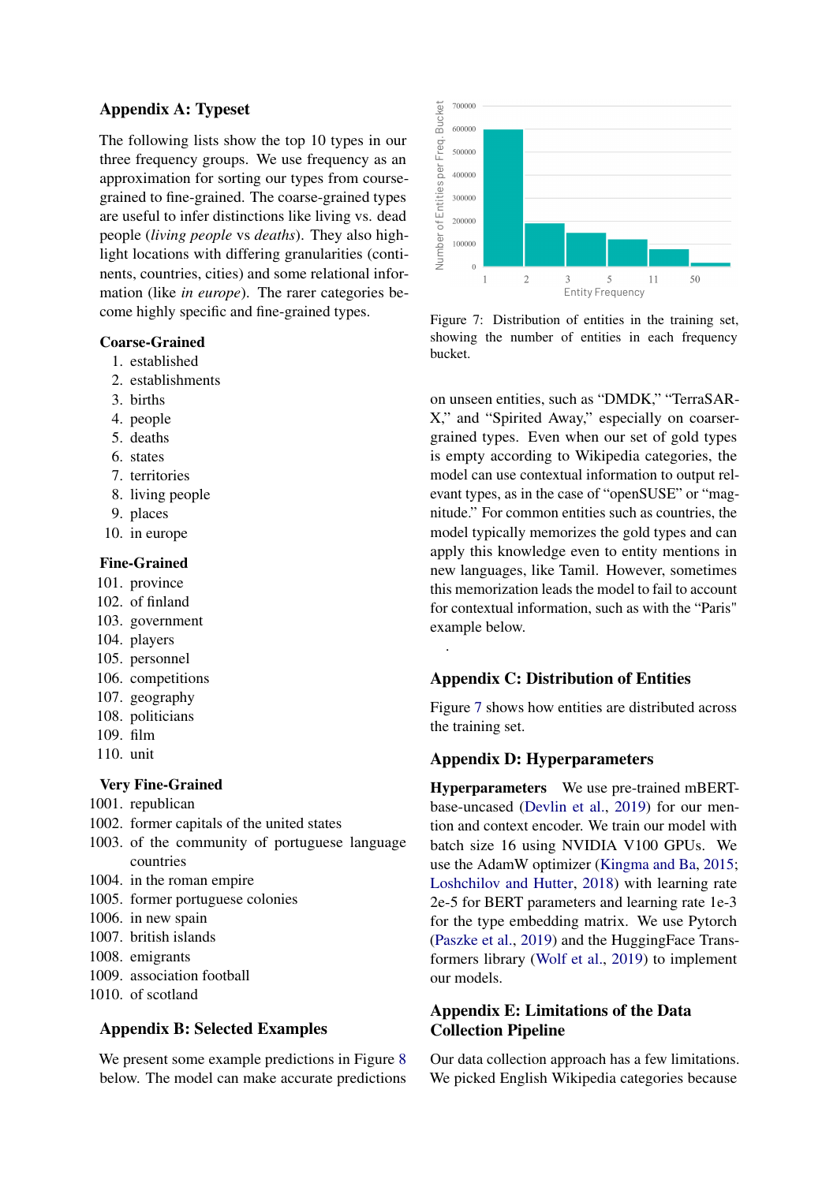## Appendix A: Typeset

The following lists show the top 10 types in our three frequency groups. We use frequency as an approximation for sorting our types from course-grained to fine-grained. The coarse-grained types are useful to infer distinctions like living vs. dead people (*living people* vs *deaths*). They also highlight locations with differing granularities (continents, countries, cities) and some relational information (like *in europe*). The rarer categories become highly specific and fine-grained types.

**Coarse-Grained**

1. established
2. establishments
3. births
4. people
5. deaths
6. states
7. territories
8. living people
9. places
10. in europe

**Fine-Grained**

101. province
102. of finland
103. government
104. players
105. personnel
106. competitions
107. geography
108. politicians
109. film
110. unit

**Very Fine-Grained**

1001. republican
1002. former capitals of the united states
1003. of the community of portuguese language countries
1004. in the roman empire
1005. former portuguese colonies
1006. in new spain
1007. british islands
1008. emigrants
1009. association football
1010. of scotland

## Appendix B: Selected Examples

We present some example predictions in Figure 8 below. The model can make accurate predictions on unseen entities, such as "DMDK," "TerraSAR-X," and "Spirited Away," especially on coarser-grained types. Even when our set of gold types is empty according to Wikipedia categories, the model can use contextual information to output relevant types, as in the case of "openSUSE" or "magnitude." For common entities such as countries, the model typically memorizes the gold types and can apply this knowledge even to entity mentions in new languages, like Tamil. However, sometimes this memorization leads the model to fail to account for contextual information, such as with the "Paris" example below.

Figure 7: Distribution of entities in the training set, showing the number of entities in each frequency bucket.

## Appendix C: Distribution of Entities

Figure 7 shows how entities are distributed across the training set.

## Appendix D: Hyperparameters

**Hyperparameters** We use pre-trained mBERT-base-uncased (Devlin et al., 2019) for our mention and context encoder. We train our model with batch size 16 using NVIDIA V100 GPUs. We use the AdamW optimizer (Kingma and Ba, 2015; Loshchilov and Hutter, 2018) with learning rate 2e-5 for BERT parameters and learning rate 1e-3 for the type embedding matrix. We use Pytorch (Paszke et al., 2019) and the HuggingFace Transformers library (Wolf et al., 2019) to implement our models.

## Appendix E: Limitations of the Data Collection Pipeline

Our data collection approach has a few limitations. We picked English Wikipedia categories because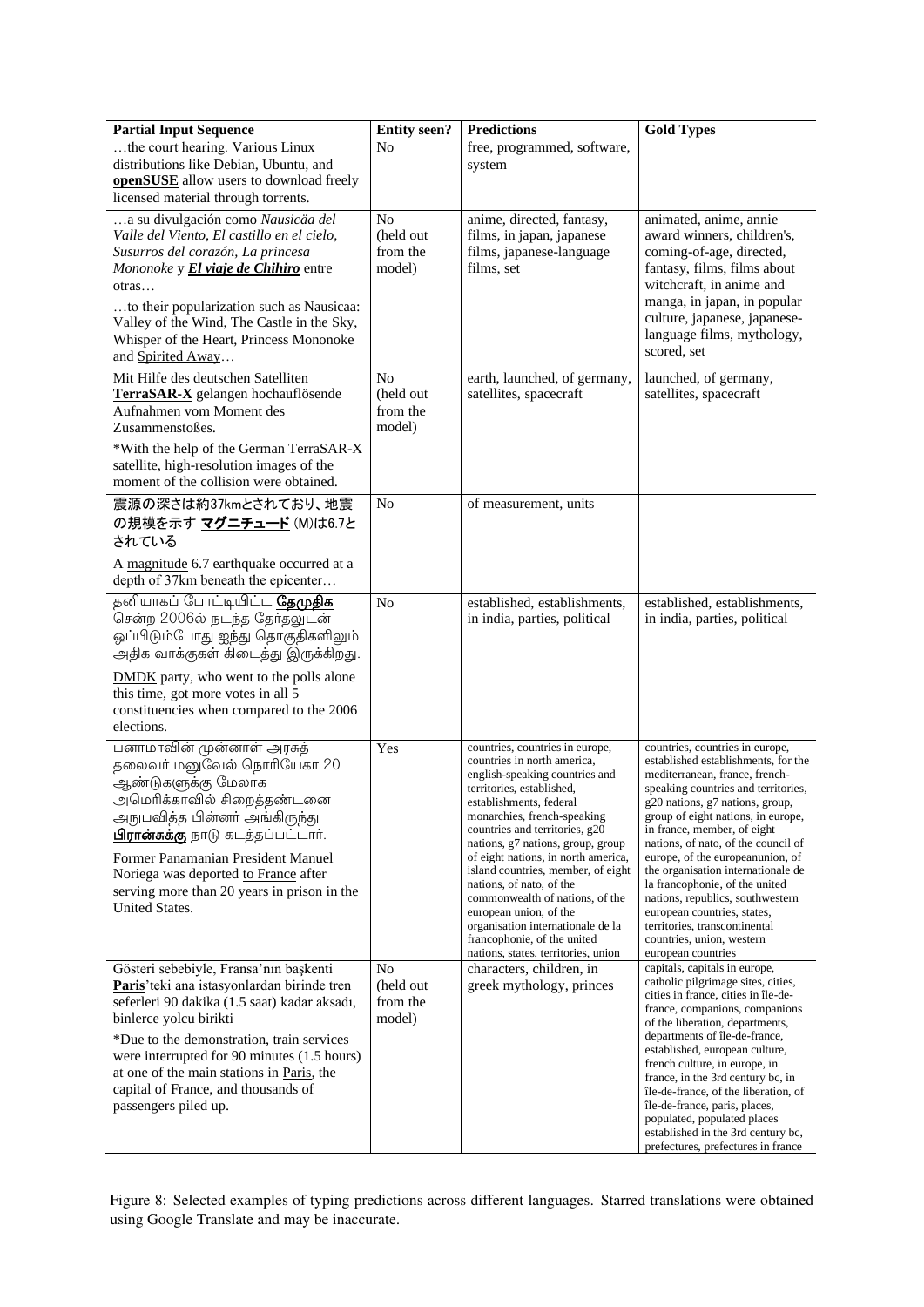| Partial Input Sequence | Entity seen? | Predictions | Gold Types |
|---|---|---|---|
| …the court hearing. Various Linux distributions like Debian, Ubuntu, and **openSUSE** allow users to download freely licensed material through torrents. | No | free, programmed, software, system | |
| …a su divulgación como *Nausicäa del Valle del Viento*, *El castillo en el cielo*, *Susurros del corazón*, *La princesa Mononoke* y ***El viaje de Chihiro*** entre otras… <br> …to their popularization such as Nausicaa: Valley of the Wind, The Castle in the Sky, Whisper of the Heart, Princess Mononoke and Spirited Away… | No (held out from the model) | anime, directed, fantasy, films, in japan, japanese films, japanese-language films, set | animated, anime, annie award winners, children's, coming-of-age, directed, fantasy, films, films about witchcraft, in anime and manga, in japan, in popular culture, japanese, japanese-language films, mythology, scored, set |
| Mit Hilfe des deutschen Satelliten **TerraSAR-X** gelangen hochauflösende Aufnahmen vom Moment des Zusammenstoßes. <br> *With the help of the German TerraSAR-X satellite, high-resolution images of the moment of the collision were obtained. | No (held out from the model) | earth, launched, of germany, satellites, spacecraft | launched, of germany, satellites, spacecraft |
| 震源の深さは約37kmとされており、地震の規模を示す **マグニチュード** (M)は6.7とされている <br> A magnitude 6.7 earthquake occurred at a depth of 37km beneath the epicenter… | No | of measurement, units | |
| தனியாகப் போட்டியிட்ட **தேமுதிக** சென்ற 2006ல் நடந்த தேர்தலுடன் ஒப்பிடும்போது ஐந்து தொகுதிகளிலும் அதிக வாக்குகள் கிடைத்து இருக்கிறது. <br> DMDK party, who went to the polls alone this time, got more votes in all 5 constituencies when compared to the 2006 elections. | No | established, establishments, in india, parties, political | established, establishments, in india, parties, political |
| பனாமாவின் முன்னாள் அரசுத் தலைவர் மனுவேல் நொரியேகா 20 ஆண்டுகளுக்கு மேலாக அமெரிக்காவில் சிறைத்தண்டனை அநுபவித்த பின்னர் அங்கிருந்து **பிரான்சுக்கு** நாடு கடத்தப்பட்டார். <br> Former Panamanian President Manuel Noriega was deported to France after serving more than 20 years in prison in the United States. | Yes | countries, countries in europe, countries in north america, english-speaking countries and territories, established, establishments, federal monarchies, french-speaking countries and territories, g20 nations, g7 nations, group, group of eight nations, in north america, island countries, member, of eight nations, of nato, of the commonwealth of nations, of the european union, of the organisation internationale de la francophonie, of the united nations, states, territories, union | countries, countries in europe, established establishments, for the mediterranean, france, french-speaking countries and territories, g20 nations, g7 nations, group, group of eight nations, in europe, in france, member, of eight nations, of nato, of the council of europe, of the europeanunion, of the organisation internationale de la francophonie, of the united nations, republics, southwestern european countries, states, territories, transcontinental countries, union, western european countries |
| Gösteri sebebiyle, Fransa'nın başkenti **Paris**'teki ana istasyonlardan birinde tren seferleri 90 dakika (1.5 saat) kadar aksadı, binlerce yolcu birikti <br> *Due to the demonstration, train services were interrupted for 90 minutes (1.5 hours) at one of the main stations in Paris, the capital of France, and thousands of passengers piled up. | No (held out from the model) | characters, children, in greek mythology, princes | capitals, capitals in europe, catholic pilgrimage sites, cities, cities in france, cities in île-de-france, companions, companions of the liberation, departments, departments of île-de-france, established, european culture, french culture, in europe, in france, in the 3rd century bc, in île-de-france, of the liberation, of île-de-france, paris, places, populated, populated places established in the 3rd century bc, prefectures, prefectures in france |

Figure 8: Selected examples of typing predictions across different languages. Starred translations were obtained using Google Translate and may be inaccurate.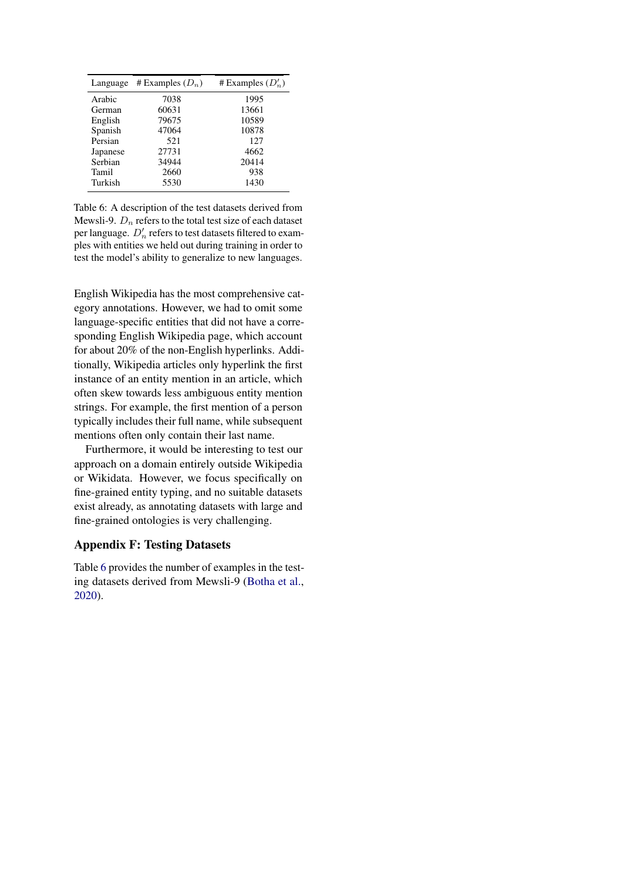| Language | # Examples ($D_n$) | # Examples ($D'_n$) |
|---|---|---|
| Arabic | 7038 | 1995 |
| German | 60631 | 13661 |
| English | 79675 | 10589 |
| Spanish | 47064 | 10878 |
| Persian | 521 | 127 |
| Japanese | 27731 | 4662 |
| Serbian | 34944 | 20414 |
| Tamil | 2660 | 938 |
| Turkish | 5530 | 1430 |

Table 6: A description of the test datasets derived from Mewsli-9. $D_n$ refers to the total test size of each dataset per language. $D'_n$ refers to test datasets filtered to examples with entities we held out during training in order to test the model's ability to generalize to new languages.

English Wikipedia has the most comprehensive category annotations. However, we had to omit some language-specific entities that did not have a corresponding English Wikipedia page, which account for about 20% of the non-English hyperlinks. Additionally, Wikipedia articles only hyperlink the first instance of an entity mention in an article, which often skew towards less ambiguous entity mention strings. For example, the first mention of a person typically includes their full name, while subsequent mentions often only contain their last name.

Furthermore, it would be interesting to test our approach on a domain entirely outside Wikipedia or Wikidata. However, we focus specifically on fine-grained entity typing, and no suitable datasets exist already, as annotating datasets with large and fine-grained ontologies is very challenging.

## Appendix F: Testing Datasets

Table 6 provides the number of examples in the testing datasets derived from Mewsli-9 (Botha et al., 2020).